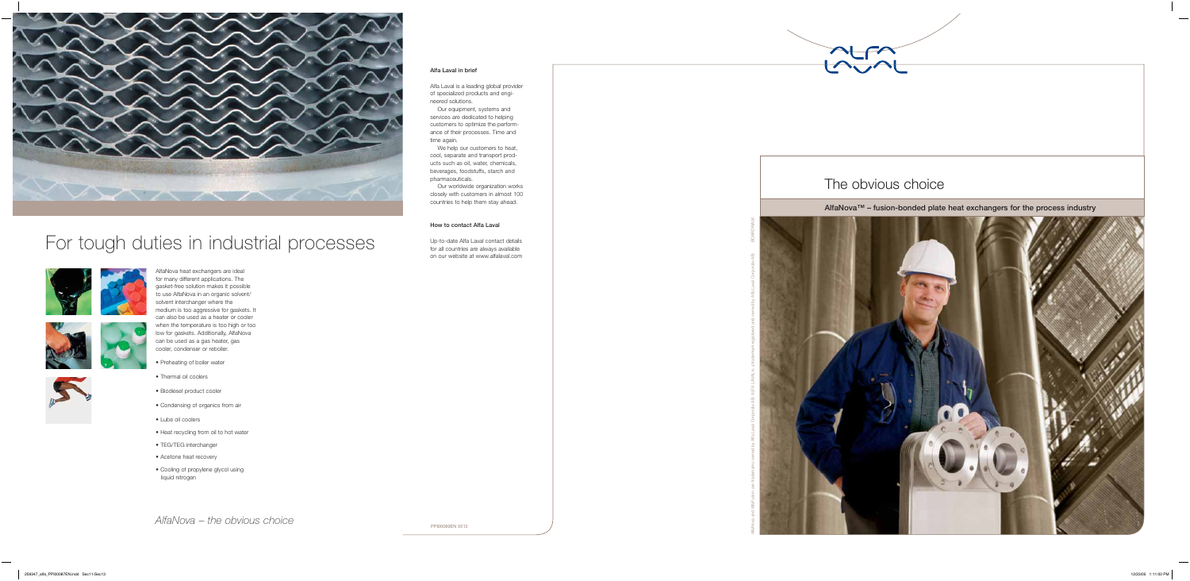# For tough duties in industrial processes

AlfaNova heat exchangers are ideal for many different applications. The gasket-free solution makes it possible to use AlfaNova in an organic solvent/solvent interchanger where the medium is too aggressive for gaskets. It can also be used as a heater or cooler when the temperature is too high or too low for gaskets. Additionally, AlfaNova can be used as a gas heater, gas cooler, condenser or reboiler.

- Preheating of boiler water
- Thermal oil coolers
- Biodiesel product cooler
- Condensing of organics from air
- Lube oil coolers
- Heat recycling from oil to hot water
- TEG/TEG interchanger
- Acetone heat recovery
- Cooling of propylene glycol using liquid nitrogen

*AlfaNova – the obvious choice*

### Alfa Laval in brief

Alfa Laval is a leading global provider of specialized products and engineered solutions.

Our equipment, systems and services are dedicated to helping customers to optimize the performance of their processes. Time and time again.

We help our customers to heat, cool, separate and transport products such as oil, water, chemicals, beverages, foodstuffs, starch and pharmaceuticals.

Our worldwide organization works closely with customers in almost 100 countries to help them stay ahead.

### How to contact Alfa Laval

Up-to-date Alfa Laval contact details for all countries are always available on our website at www.alfalaval.com

PPI00089EN 0512

# The obvious choice

**AlfaNova™ – fusion-bonded plate heat exchangers for the process industry**

AlfaNova and AlfaFusion are trademarks owned by Alfa Laval Corporate AB. ALFA LAVAL is a trademark registered and owned by Alfa Laval Corporate AB. BOARDWALK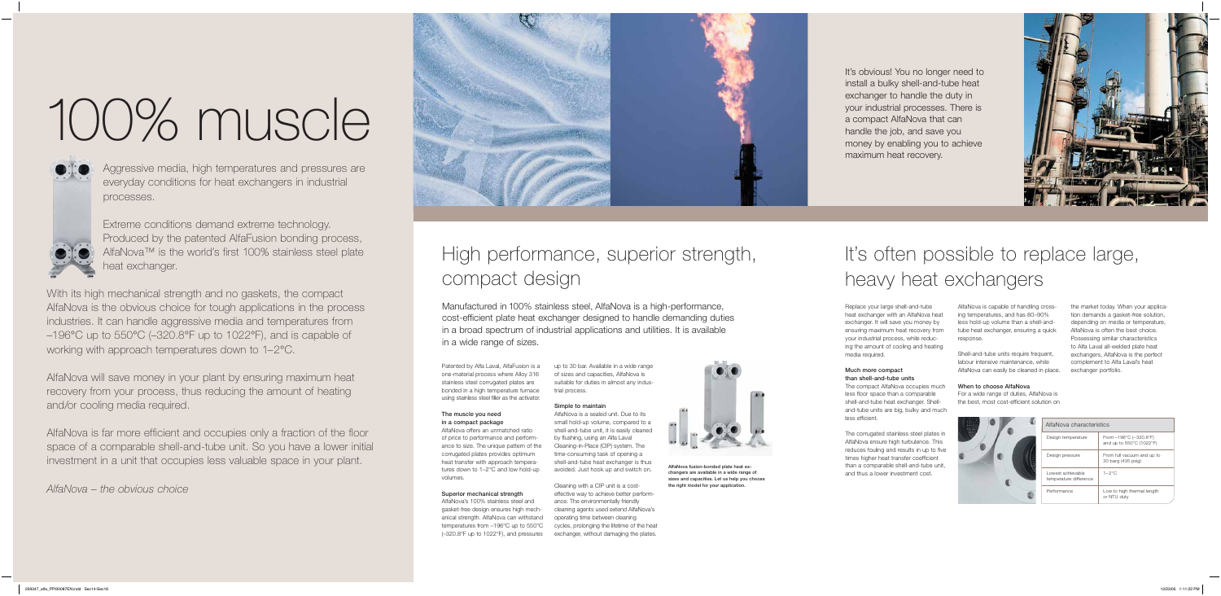# 100% muscle

Aggressive media, high temperatures and pressures are everyday conditions for heat exchangers in industrial processes.

Extreme conditions demand extreme technology. Produced by the patented AlfaFusion bonding process, AlfaNova™ is the world's first 100% stainless steel plate heat exchanger.

With its high mechanical strength and no gaskets, the compact AlfaNova is the obvious choice for tough applications in the process industries. It can handle aggressive media and temperatures from –196°C up to 550°C (–320.8°F up to 1022°F), and is capable of working with approach temperatures down to 1–2°C.

AlfaNova will save money in your plant by ensuring maximum heat recovery from your process, thus reducing the amount of heating and/or cooling media required.

AlfaNova is far more efficient and occupies only a fraction of the floor space of a comparable shell-and-tube unit. So you have a lower initial investment in a unit that occupies less valuable space in your plant.

*AlfaNova – the obvious choice*

## High performance, superior strength, compact design

Manufactured in 100% stainless steel, AlfaNova is a high-performance, cost-efficient plate heat exchanger designed to handle demanding duties in a broad spectrum of industrial applications and utilities. It is available in a wide range of sizes.

Patented by Alfa Laval, AlfaFusion is a one material process where Alloy 316 stainless steel corrugated plates are bonded in a high temperature furnace using stainless steel filler as the activator.

**The muscle you need in a compact package**
AlfaNova offers an unmatched ratio of price to performance and performance to size. The unique pattern of the corrugated plates provides optimum heat transfer with approach temperatures down to 1–2°C and low hold-up volumes.

**Superior mechanical strength**
AlfaNova's 100% stainless steel and gasket-free design ensures high mechanical strength. AlfaNova can withstand temperatures from –196°C up to 550°C (-320.8°F up to 1022°F), and pressures up to 30 bar. Available in a wide range of sizes and capacities, AlfaNova is suitable for duties in almost any industrial process.

**Simple to maintain**
AlfaNova is a sealed unit. Due to its small hold-up volume, compared to a shell-and-tube unit, it is easily cleaned by flushing, using an Alfa Laval Cleaning-in-Place (CIP) system. The time-consuming task of opening a shell-and-tube heat exchanger is thus avoided. Just hook up and switch on.

Cleaning with a CIP unit is a cost-effective way to achieve better performance. The environmentally friendly cleaning agents used extend AlfaNova's operating time between cleaning cycles, prolonging the lifetime of the heat exchanger, without damaging the plates.

**AlfaNova fusion-bonded plate heat exchangers are available in a wide range of sizes and capacities. Let us help you choose the right model for your application.**

It's obvious! You no longer need to install a bulky shell-and-tube heat exchanger to handle the duty in your industrial processes. There is a compact AlfaNova that can handle the job, and save you money by enabling you to achieve maximum heat recovery.

## It's often possible to replace large, heavy heat exchangers

Replace your large shell-and-tube heat exchanger with an AlfaNova heat exchanger. It will save you money by ensuring maximum heat recovery from your industrial process, while reducing the amount of cooling and heating media required.

**Much more compact than shell-and-tube units**
The compact AlfaNova occupies much less floor space than a comparable shell-and-tube heat exchanger. Shell-and-tube units are big, bulky and much less efficient.

The corrugated stainless steel plates in AlfaNova ensure high turbulence. This reduces fouling and results in up to five times higher heat transfer coefficient than a comparable shell-and-tube unit, and thus a lower investment cost.

AlfaNova is capable of handling crossing temperatures, and has 80–90% less hold-up volume than a shell-and-tube heat exchanger, ensuring a quick response.

Shell-and-tube units require frequent, labour intensive maintenance, while AlfaNova can easily be cleaned in place.

**When to choose AlfaNova**
For a wide range of duties, AlfaNova is the best, most cost-efficient solution on the market today. When your application demands a gasket-free solution, depending on media or temperature, AlfaNova is often the best choice. Possessing similar characteristics to Alfa Laval all-welded plate heat exchangers, AlfaNova is the perfect complement to Alfa Laval's heat exchanger portfolio.

| AlfaNova characteristics | |
|---|---|
| Design temperature | From –196°C (–320.8°F) and up to 550°C (1022°F) |
| Design pressure | From full vacuum and up to 30 barg (435 psig) |
| Lowest achievable temperature difference | 1–2°C |
| Performance | Low to high thermal length or NTU duty |